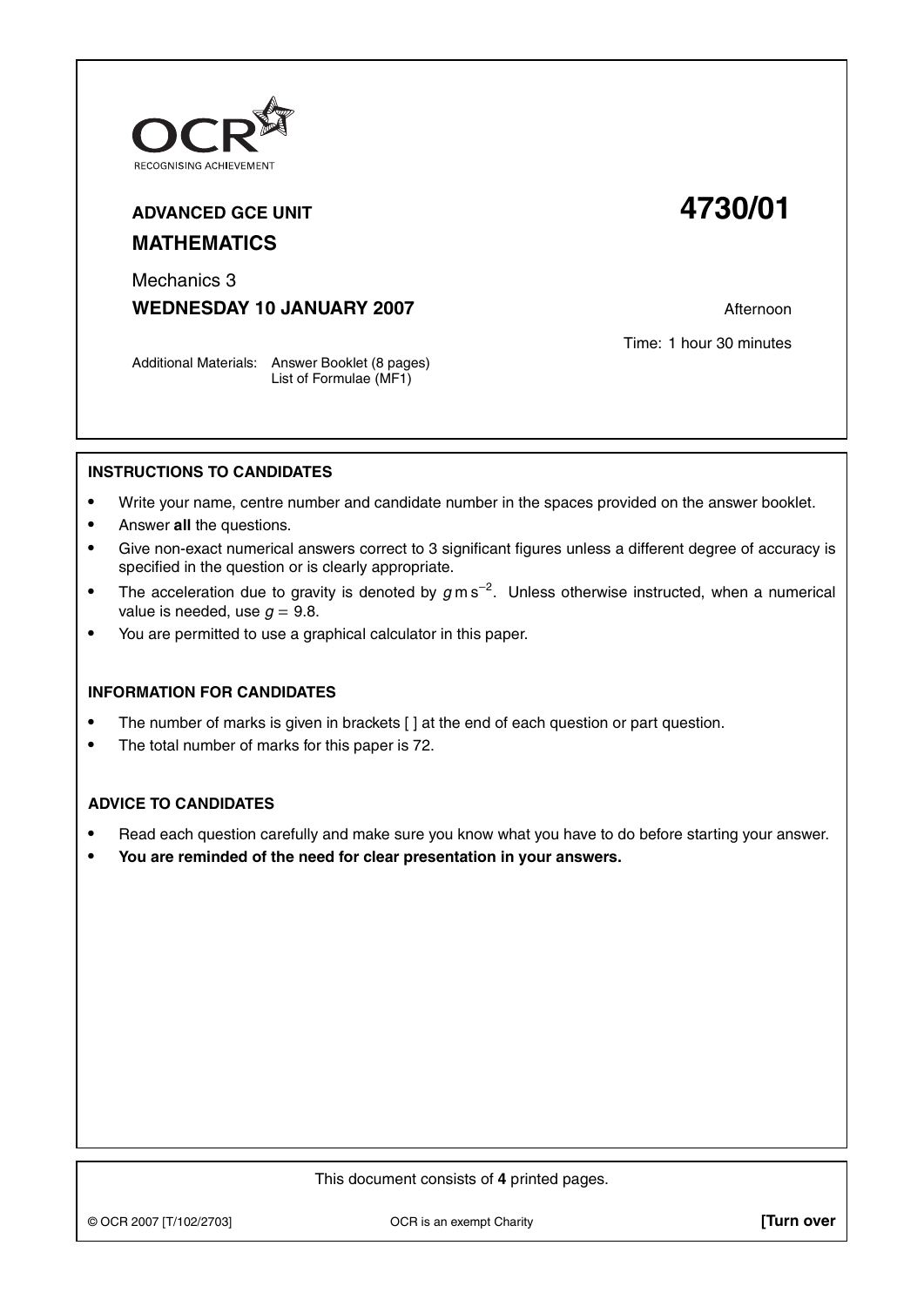OCR RECOGNISING ACHIEVEMENT

**ADVANCED GCE UNIT**

# 4730/01

## MATHEMATICS

Mechanics 3

**WEDNESDAY 10 JANUARY 2007**

Afternoon

Time: 1 hour 30 minutes

Additional Materials: Answer Booklet (8 pages)
List of Formulae (MF1)

### INSTRUCTIONS TO CANDIDATES

- Write your name, centre number and candidate number in the spaces provided on the answer booklet.
- Answer **all** the questions.
- Give non-exact numerical answers correct to 3 significant figures unless a different degree of accuracy is specified in the question or is clearly appropriate.
- The acceleration due to gravity is denoted by $g\,\mathrm{m\,s^{-2}}$. Unless otherwise instructed, when a numerical value is needed, use $g = 9.8$.
- You are permitted to use a graphical calculator in this paper.

### INFORMATION FOR CANDIDATES

- The number of marks is given in brackets [ ] at the end of each question or part question.
- The total number of marks for this paper is 72.

### ADVICE TO CANDIDATES

- Read each question carefully and make sure you know what you have to do before starting your answer.
- **You are reminded of the need for clear presentation in your answers.**

This document consists of **4** printed pages.

© OCR 2007 [T/102/2703] OCR is an exempt Charity **[Turn over**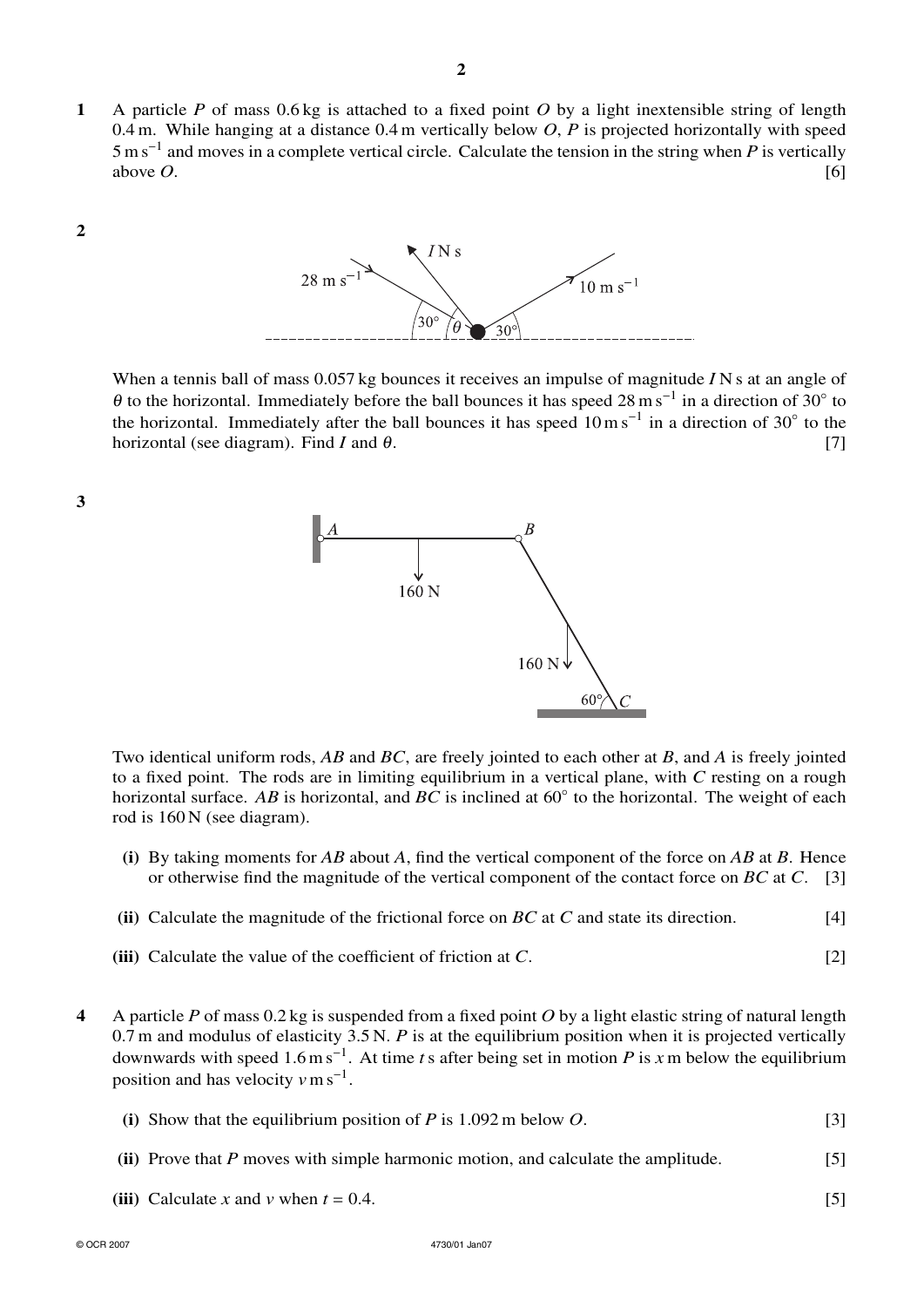**1** A particle $P$ of mass 0.6 kg is attached to a fixed point $O$ by a light inextensible string of length 0.4 m. While hanging at a distance 0.4 m vertically below $O$, $P$ is projected horizontally with speed $5\,\text{m}\,\text{s}^{-1}$ and moves in a complete vertical circle. Calculate the tension in the string when $P$ is vertically above $O$. [6]

**2**

When a tennis ball of mass 0.057 kg bounces it receives an impulse of magnitude $I$ N s at an angle of $\theta$ to the horizontal. Immediately before the ball bounces it has speed $28\,\text{m}\,\text{s}^{-1}$ in a direction of $30°$ to the horizontal. Immediately after the ball bounces it has speed $10\,\text{m}\,\text{s}^{-1}$ in a direction of $30°$ to the horizontal (see diagram). Find $I$ and $\theta$. [7]

**3**

Two identical uniform rods, $AB$ and $BC$, are freely jointed to each other at $B$, and $A$ is freely jointed to a fixed point. The rods are in limiting equilibrium in a vertical plane, with $C$ resting on a rough horizontal surface. $AB$ is horizontal, and $BC$ is inclined at $60°$ to the horizontal. The weight of each rod is 160 N (see diagram).

**(i)** By taking moments for $AB$ about $A$, find the vertical component of the force on $AB$ at $B$. Hence or otherwise find the magnitude of the vertical component of the contact force on $BC$ at $C$. [3]

**(ii)** Calculate the magnitude of the frictional force on $BC$ at $C$ and state its direction. [4]

**(iii)** Calculate the value of the coefficient of friction at $C$. [2]

**4** A particle $P$ of mass 0.2 kg is suspended from a fixed point $O$ by a light elastic string of natural length 0.7 m and modulus of elasticity 3.5 N. $P$ is at the equilibrium position when it is projected vertically downwards with speed $1.6\,\text{m}\,\text{s}^{-1}$. At time $t$ s after being set in motion $P$ is $x$ m below the equilibrium position and has velocity $v\,\text{m}\,\text{s}^{-1}$.

**(i)** Show that the equilibrium position of $P$ is 1.092 m below $O$. [3]

**(ii)** Prove that $P$ moves with simple harmonic motion, and calculate the amplitude. [5]

**(iii)** Calculate $x$ and $v$ when $t = 0.4$. [5]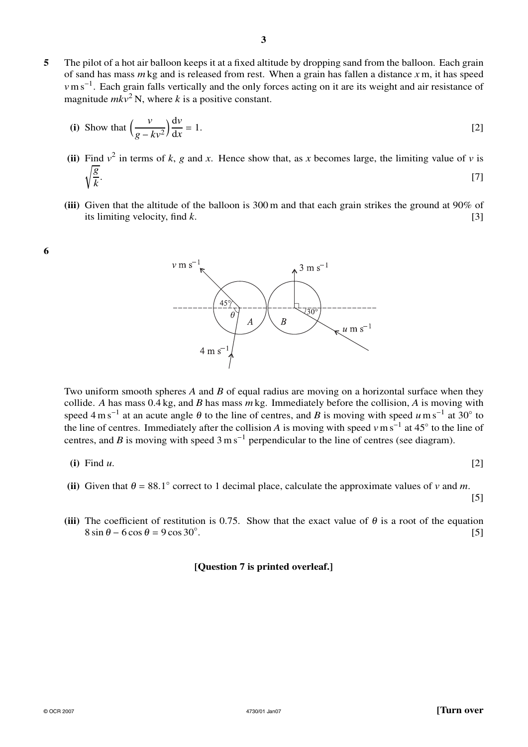**5** The pilot of a hot air balloon keeps it at a fixed altitude by dropping sand from the balloon. Each grain of sand has mass $m$ kg and is released from rest. When a grain has fallen a distance $x$ m, it has speed $v$ m s$^{-1}$. Each grain falls vertically and the only forces acting on it are its weight and air resistance of magnitude $mkv^2$ N, where $k$ is a positive constant.

**(i)** Show that $\left(\dfrac{v}{g - kv^2}\right)\dfrac{dv}{dx} = 1$. [2]

**(ii)** Find $v^2$ in terms of $k$, $g$ and $x$. Hence show that, as $x$ becomes large, the limiting value of $v$ is $\sqrt{\dfrac{g}{k}}$. [7]

**(iii)** Given that the altitude of the balloon is 300 m and that each grain strikes the ground at 90% of its limiting velocity, find $k$. [3]

**6**

Two uniform smooth spheres $A$ and $B$ of equal radius are moving on a horizontal surface when they collide. $A$ has mass 0.4 kg, and $B$ has mass $m$ kg. Immediately before the collision, $A$ is moving with speed 4 m s$^{-1}$ at an acute angle $\theta$ to the line of centres, and $B$ is moving with speed $u$ m s$^{-1}$ at 30° to the line of centres. Immediately after the collision $A$ is moving with speed $v$ m s$^{-1}$ at 45° to the line of centres, and $B$ is moving with speed 3 m s$^{-1}$ perpendicular to the line of centres (see diagram).

**(i)** Find $u$. [2]

**(ii)** Given that $\theta = 88.1°$ correct to 1 decimal place, calculate the approximate values of $v$ and $m$. [5]

**(iii)** The coefficient of restitution is 0.75. Show that the exact value of $\theta$ is a root of the equation $8 \sin \theta - 6 \cos \theta = 9 \cos 30°$. [5]

**[Question 7 is printed overleaf.]**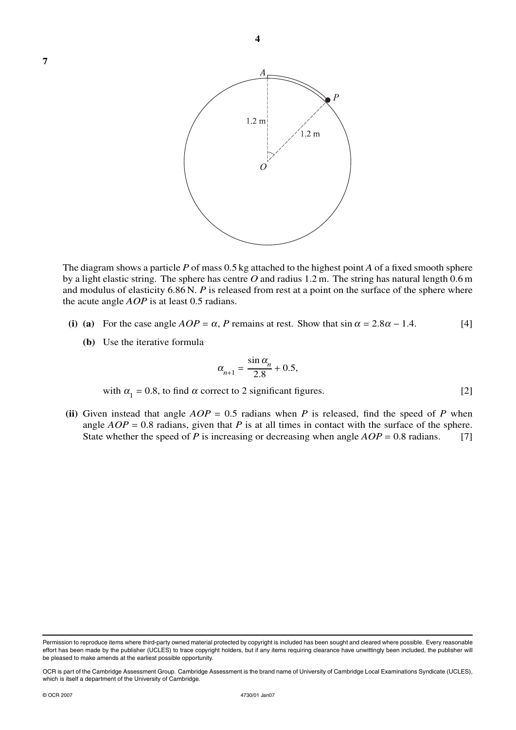**7**

A
P
1.2 m
1.2 m
O

The diagram shows a particle $P$ of mass 0.5 kg attached to the highest point $A$ of a fixed smooth sphere by a light elastic string. The sphere has centre $O$ and radius 1.2 m. The string has natural length 0.6 m and modulus of elasticity 6.86 N. $P$ is released from rest at a point on the surface of the sphere where the acute angle $AOP$ is at least 0.5 radians.

**(i)** **(a)** For the case angle $AOP = \alpha$, $P$ remains at rest. Show that $\sin \alpha = 2.8\alpha - 1.4$. [4]

**(b)** Use the iterative formula

$$\alpha_{n+1} = \frac{\sin \alpha_n}{2.8} + 0.5,$$

with $\alpha_1 = 0.8$, to find $\alpha$ correct to 2 significant figures. [2]

**(ii)** Given instead that angle $AOP = 0.5$ radians when $P$ is released, find the speed of $P$ when angle $AOP = 0.8$ radians, given that $P$ is at all times in contact with the surface of the sphere. State whether the speed of $P$ is increasing or decreasing when angle $AOP = 0.8$ radians. [7]

Permission to reproduce items where third-party owned material protected by copyright is included has been sought and cleared where possible. Every reasonable effort has been made by the publisher (UCLES) to trace copyright holders, but if any items requiring clearance have unwittingly been included, the publisher will be pleased to make amends at the earliest possible opportunity.

OCR is part of the Cambridge Assessment Group. Cambridge Assessment is the brand name of University of Cambridge Local Examinations Syndicate (UCLES), which is itself a department of the University of Cambridge.

© OCR 2007 4730/01 Jan07